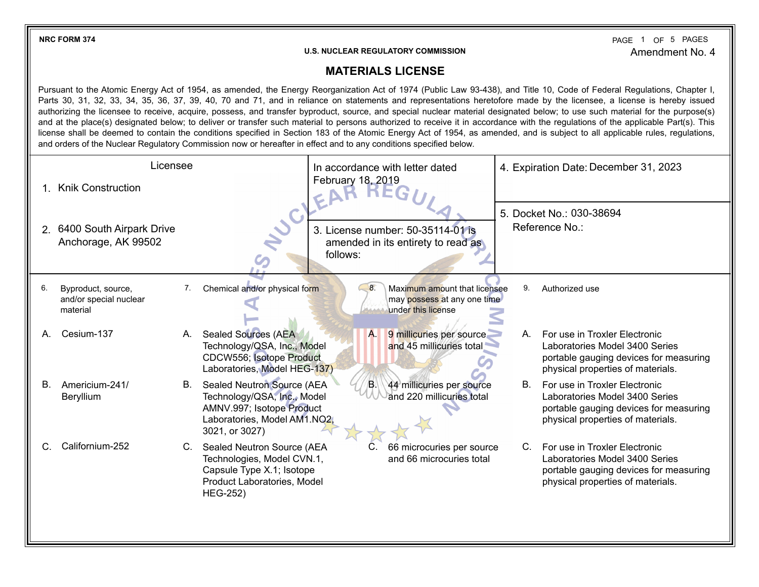NRC FORM 374

U.S. NUCLEAR REGULATORY COMMISSION

Amendment No. 4

# MATERIALS LICENSE

Pursuant to the Atomic Energy Act of 1954, as amended, the Energy Reorganization Act of 1974 (Public Law 93-438), and Title 10, Code of Federal Regulations, Chapter I, Parts 30, 31, 32, 33, 34, 35, 36, 37, 39, 40, 70 and 71, and in reliance on statements and representations heretofore made by the licensee, a license is hereby issued authorizing the licensee to receive, acquire, possess, and transfer byproduct, source, and special nuclear material designated below; to use such material for the purpose(s) and at the place(s) designated below; to deliver or transfer such material to persons authorized to receive it in accordance with the regulations of the applicable Part(s). This license shall be deemed to contain the conditions specified in Section 183 of the Atomic Energy Act of 1954, as amended, and is subject to all applicable rules, regulations, and orders of the Nuclear Regulatory Commission now or hereafter in effect and to any conditions specified below.

**Licensee**

1. Knik Construction
2. 6400 South Airpark Drive
   Anchorage, AK 99502

In accordance with letter dated February 18, 2019

3. License number: 50-35114-01 is amended in its entirety to read as follows:

4. Expiration Date: December 31, 2023

5. Docket No.: 030-38694
   Reference No.:

| 6. Byproduct, source, and/or special nuclear material | 7. Chemical and/or physical form | 8. Maximum amount that licensee may possess at any one time under this license | 9. Authorized use |
|---|---|---|---|
| A. Cesium-137 | A. Sealed Sources (AEA Technology/QSA, Inc., Model CDCW556; Isotope Product Laboratories, Model HEG-137) | A. 9 millicuries per source and 45 millicuries total | A. For use in Troxler Electronic Laboratories Model 3400 Series portable gauging devices for measuring physical properties of materials. |
| B. Americium-241/ Beryllium | B. Sealed Neutron Source (AEA Technology/QSA, Inc., Model AMNV.997; Isotope Product Laboratories, Model AM1.NO2, 3021, or 3027) | B. 44 millicuries per source and 220 millicuries total | B. For use in Troxler Electronic Laboratories Model 3400 Series portable gauging devices for measuring physical properties of materials. |
| C. Californium-252 | C. Sealed Neutron Source (AEA Technologies, Model CVN.1, Capsule Type X.1; Isotope Product Laboratories, Model HEG-252) | C. 66 microcuries per source and 66 microcuries total | C. For use in Troxler Electronic Laboratories Model 3400 Series portable gauging devices for measuring physical properties of materials. |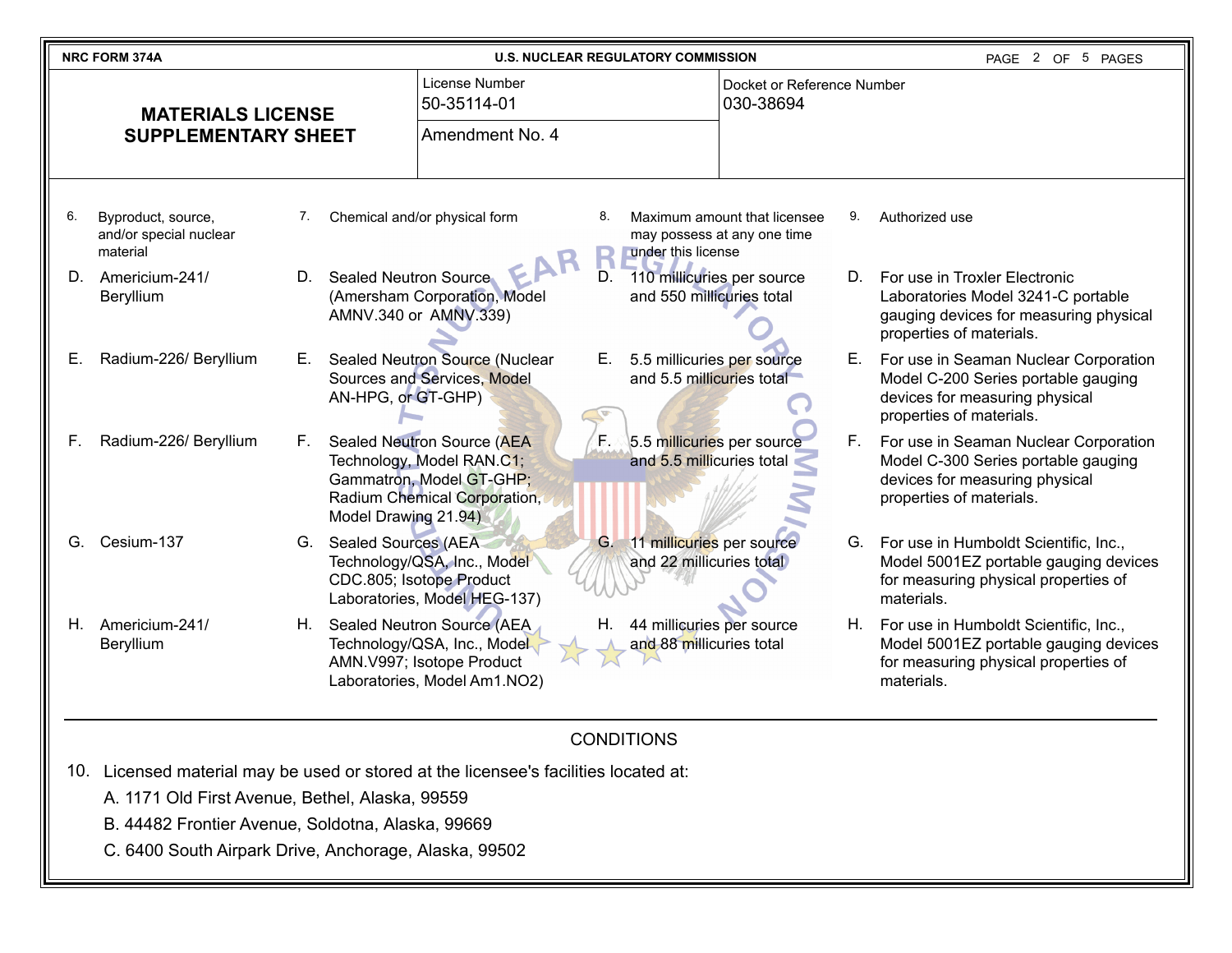NRC FORM 374A — U.S. NUCLEAR REGULATORY COMMISSION

# MATERIALS LICENSE SUPPLEMENTARY SHEET

| License Number | Docket or Reference Number |
|---|---|
| 50-35114-01 | 030-38694 |
| Amendment No. 4 | |

| 6. Byproduct, source, and/or special nuclear material | 7. Chemical and/or physical form | 8. Maximum amount that licensee may possess at any one time under this license | 9. Authorized use |
|---|---|---|---|
| D. Americium-241/ Beryllium | D. Sealed Neutron Source (Amersham Corporation, Model AMNV.340 or AMNV.339) | D. 110 millicuries per source and 550 millicuries total | D. For use in Troxler Electronic Laboratories Model 3241-C portable gauging devices for measuring physical properties of materials. |
| E. Radium-226/ Beryllium | E. Sealed Neutron Source (Nuclear Sources and Services, Model AN-HPG, or GT-GHP) | E. 5.5 millicuries per source and 5.5 millicuries total | E. For use in Seaman Nuclear Corporation Model C-200 Series portable gauging devices for measuring physical properties of materials. |
| F. Radium-226/ Beryllium | F. Sealed Neutron Source (AEA Technology, Model RAN.C1; Gammatron, Model GT-GHP; Radium Chemical Corporation, Model Drawing 21.94) | F. 5.5 millicuries per source and 5.5 millicuries total | F. For use in Seaman Nuclear Corporation Model C-300 Series portable gauging devices for measuring physical properties of materials. |
| G. Cesium-137 | G. Sealed Sources (AEA Technology/QSA, Inc., Model CDC.805; Isotope Product Laboratories, Model HEG-137) | G. 11 millicuries per source and 22 millicuries total | G. For use in Humboldt Scientific, Inc., Model 5001EZ portable gauging devices for measuring physical properties of materials. |
| H. Americium-241/ Beryllium | H. Sealed Neutron Source (AEA Technology/QSA, Inc., Model AMN.V997; Isotope Product Laboratories, Model Am1.NO2) | H. 44 millicuries per source and 88 millicuries total | H. For use in Humboldt Scientific, Inc., Model 5001EZ portable gauging devices for measuring physical properties of materials. |

## CONDITIONS

10. Licensed material may be used or stored at the licensee's facilities located at:

    A. 1171 Old First Avenue, Bethel, Alaska, 99559

    B. 44482 Frontier Avenue, Soldotna, Alaska, 99669

    C. 6400 South Airpark Drive, Anchorage, Alaska, 99502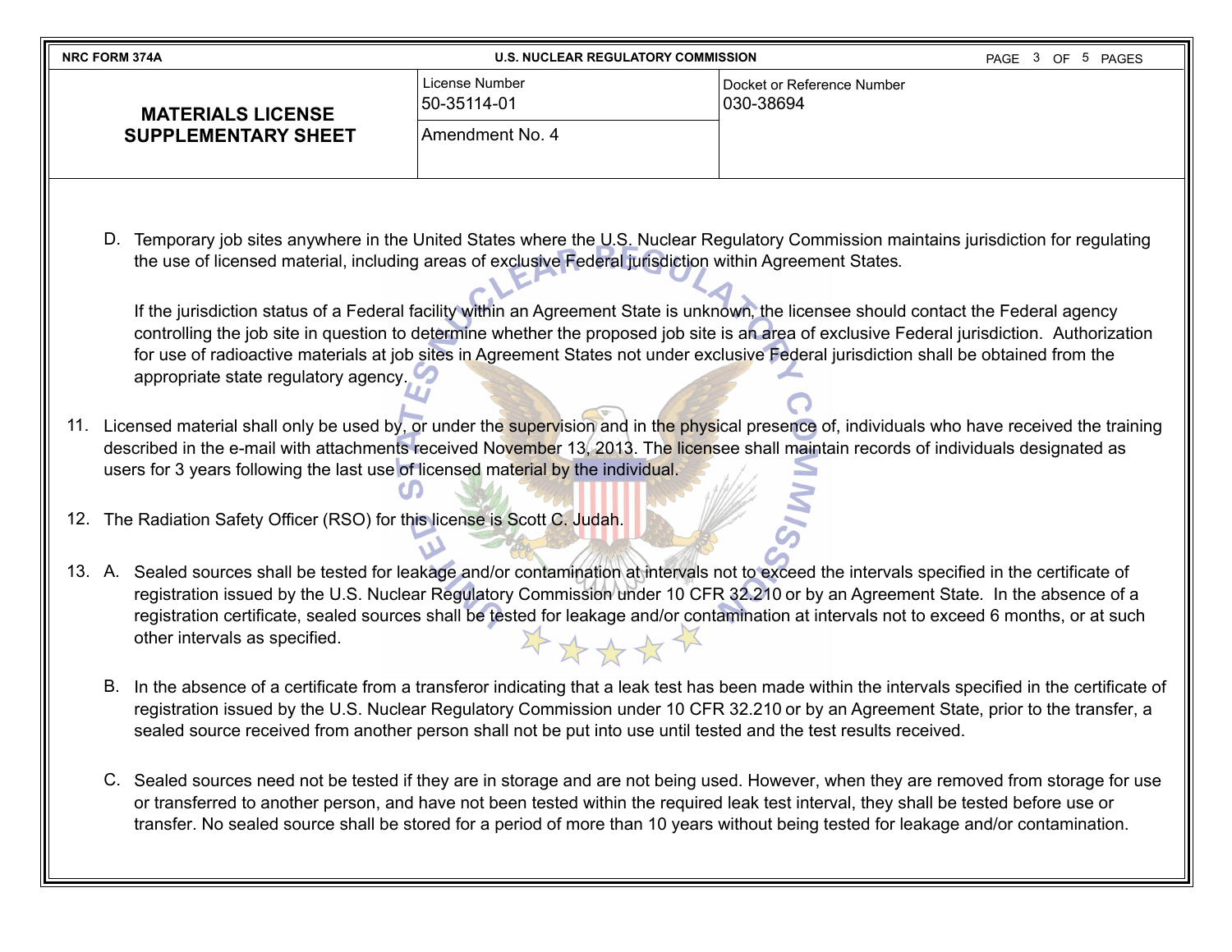| NRC FORM 374A | U.S. NUCLEAR REGULATORY COMMISSION | |
|---|---|---|
| **MATERIALS LICENSE SUPPLEMENTARY SHEET** | License Number 50-35114-01 | Docket or Reference Number 030-38694 |
| | Amendment No. 4 | |

D. Temporary job sites anywhere in the United States where the U.S. Nuclear Regulatory Commission maintains jurisdiction for regulating the use of licensed material, including areas of exclusive Federal jurisdiction within Agreement States.

   If the jurisdiction status of a Federal facility within an Agreement State is unknown, the licensee should contact the Federal agency controlling the job site in question to determine whether the proposed job site is an area of exclusive Federal jurisdiction. Authorization for use of radioactive materials at job sites in Agreement States not under exclusive Federal jurisdiction shall be obtained from the appropriate state regulatory agency.

11. Licensed material shall only be used by, or under the supervision and in the physical presence of, individuals who have received the training described in the e-mail with attachments received November 13, 2013. The licensee shall maintain records of individuals designated as users for 3 years following the last use of licensed material by the individual.

12. The Radiation Safety Officer (RSO) for this license is Scott C. Judah.

13. A. Sealed sources shall be tested for leakage and/or contamination at intervals not to exceed the intervals specified in the certificate of registration issued by the U.S. Nuclear Regulatory Commission under 10 CFR 32.210 or by an Agreement State. In the absence of a registration certificate, sealed sources shall be tested for leakage and/or contamination at intervals not to exceed 6 months, or at such other intervals as specified.

    B. In the absence of a certificate from a transferor indicating that a leak test has been made within the intervals specified in the certificate of registration issued by the U.S. Nuclear Regulatory Commission under 10 CFR 32.210 or by an Agreement State, prior to the transfer, a sealed source received from another person shall not be put into use until tested and the test results received.

    C. Sealed sources need not be tested if they are in storage and are not being used. However, when they are removed from storage for use or transferred to another person, and have not been tested within the required leak test interval, they shall be tested before use or transfer. No sealed source shall be stored for a period of more than 10 years without being tested for leakage and/or contamination.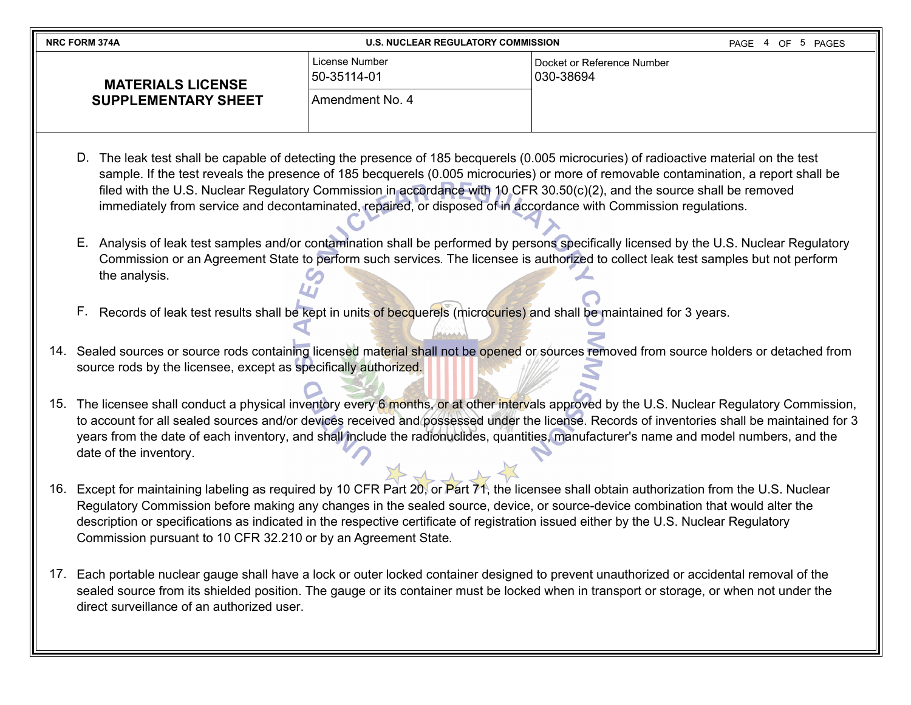| MATERIALS LICENSE SUPPLEMENTARY SHEET | License Number 50-35114-01 | Docket or Reference Number 030-38694 |
| --- | --- | --- |
| | Amendment No. 4 | |

D. The leak test shall be capable of detecting the presence of 185 becquerels (0.005 microcuries) of radioactive material on the test sample. If the test reveals the presence of 185 becquerels (0.005 microcuries) or more of removable contamination, a report shall be filed with the U.S. Nuclear Regulatory Commission in accordance with 10 CFR 30.50(c)(2), and the source shall be removed immediately from service and decontaminated, repaired, or disposed of in accordance with Commission regulations.

E. Analysis of leak test samples and/or contamination shall be performed by persons specifically licensed by the U.S. Nuclear Regulatory Commission or an Agreement State to perform such services. The licensee is authorized to collect leak test samples but not perform the analysis.

F. Records of leak test results shall be kept in units of becquerels (microcuries) and shall be maintained for 3 years.

14. Sealed sources or source rods containing licensed material shall not be opened or sources removed from source holders or detached from source rods by the licensee, except as specifically authorized.

15. The licensee shall conduct a physical inventory every 6 months, or at other intervals approved by the U.S. Nuclear Regulatory Commission, to account for all sealed sources and/or devices received and possessed under the license. Records of inventories shall be maintained for 3 years from the date of each inventory, and shall include the radionuclides, quantities, manufacturer's name and model numbers, and the date of the inventory.

16. Except for maintaining labeling as required by 10 CFR Part 20, or Part 71, the licensee shall obtain authorization from the U.S. Nuclear Regulatory Commission before making any changes in the sealed source, device, or source-device combination that would alter the description or specifications as indicated in the respective certificate of registration issued either by the U.S. Nuclear Regulatory Commission pursuant to 10 CFR 32.210 or by an Agreement State.

17. Each portable nuclear gauge shall have a lock or outer locked container designed to prevent unauthorized or accidental removal of the sealed source from its shielded position. The gauge or its container must be locked when in transport or storage, or when not under the direct surveillance of an authorized user.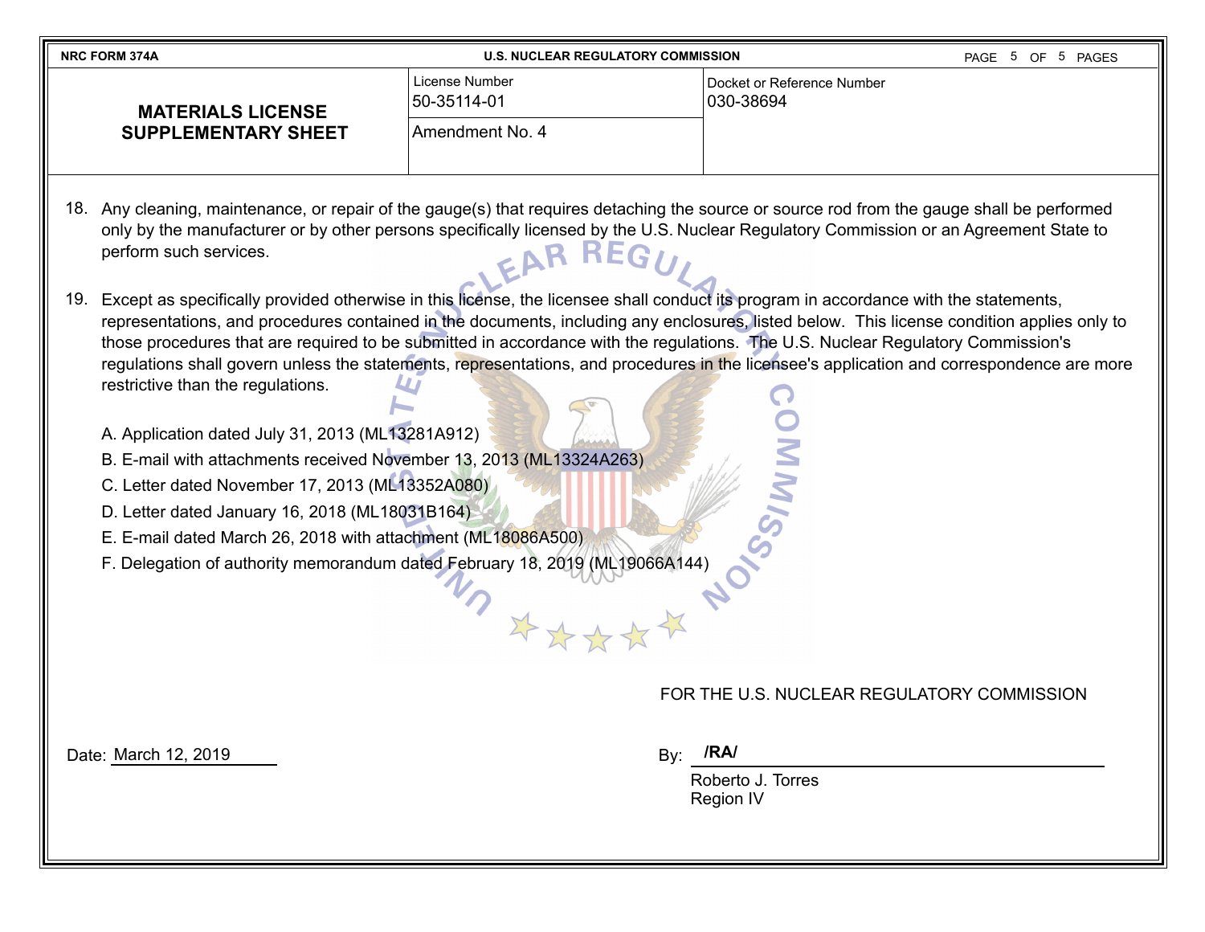NRC FORM 374A — U.S. NUCLEAR REGULATORY COMMISSION

| MATERIALS LICENSE SUPPLEMENTARY SHEET | License Number 50-35114-01 | Docket or Reference Number 030-38694 |
| --- | --- | --- |
| | Amendment No. 4 | |

18. Any cleaning, maintenance, or repair of the gauge(s) that requires detaching the source or source rod from the gauge shall be performed only by the manufacturer or by other persons specifically licensed by the U.S. Nuclear Regulatory Commission or an Agreement State to perform such services.

19. Except as specifically provided otherwise in this license, the licensee shall conduct its program in accordance with the statements, representations, and procedures contained in the documents, including any enclosures, listed below. This license condition applies only to those procedures that are required to be submitted in accordance with the regulations. The U.S. Nuclear Regulatory Commission's regulations shall govern unless the statements, representations, and procedures in the licensee's application and correspondence are more restrictive than the regulations.

    A. Application dated July 31, 2013 (ML13281A912)
    B. E-mail with attachments received November 13, 2013 (ML13324A263)
    C. Letter dated November 17, 2013 (ML13352A080)
    D. Letter dated January 16, 2018 (ML18031B164)
    E. E-mail dated March 26, 2018 with attachment (ML18086A500)
    F. Delegation of authority memorandum dated February 18, 2019 (ML19066A144)

FOR THE U.S. NUCLEAR REGULATORY COMMISSION

Date: March 12, 2019

By: /RA/

Roberto J. Torres
Region IV